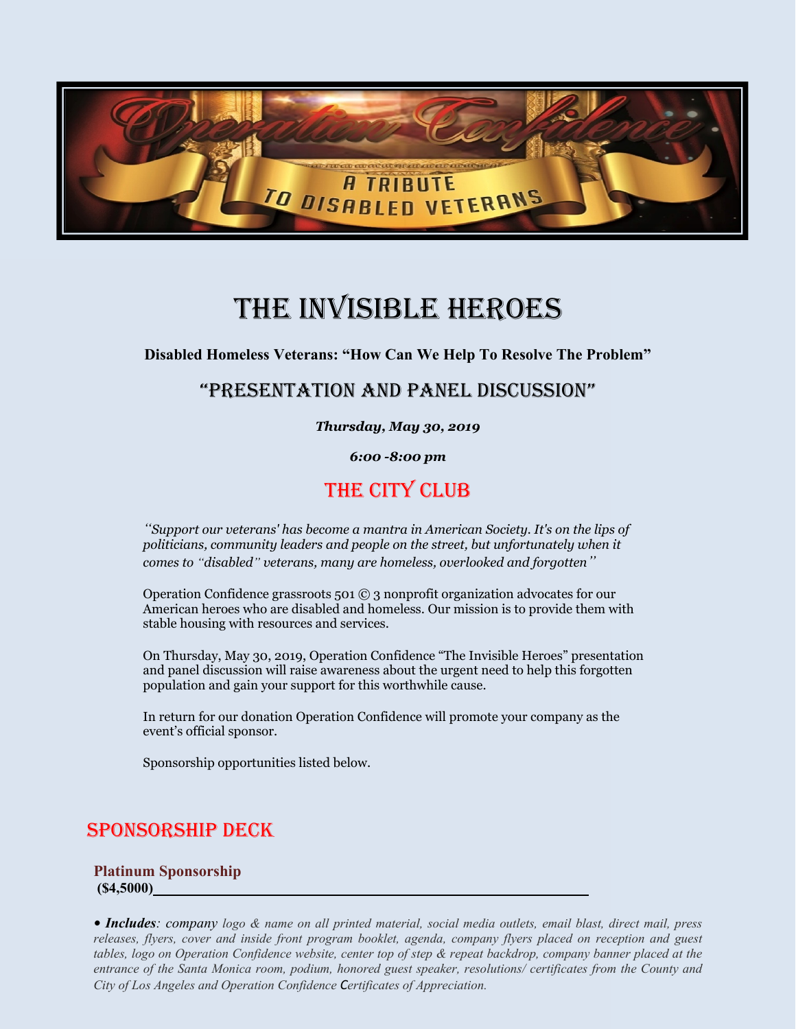# Operation Confidence

## A Tribute to Disabled Veterans

# THE INVISIBLE HEROES

**Disabled Homeless Veterans: "How Can We Help To Resolve The Problem"**

## "PRESENTATION AND PANEL DISCUSSION"

***Thursday, May 30, 2019***

***6:00 -8:00 pm***

## THE CITY CLUB

*''Support our veterans' has become a mantra in American Society. It's on the lips of politicians, community leaders and people on the street, but unfortunately when it comes to "disabled" veterans, many are homeless, overlooked and forgotten"*

Operation Confidence grassroots 501 © 3 nonprofit organization advocates for our American heroes who are disabled and homeless. Our mission is to provide them with stable housing with resources and services.

On Thursday, May 30, 2019, Operation Confidence "The Invisible Heroes" presentation and panel discussion will raise awareness about the urgent need to help this forgotten population and gain your support for this worthwhile cause.

In return for our donation Operation Confidence will promote your company as the event's official sponsor.

Sponsorship opportunities listed below.

## SPONSORSHIP DECK

### Platinum Sponsorship

**($4,5000)**\_\_\_\_\_\_\_\_\_\_\_\_\_\_\_\_\_\_\_\_\_\_\_\_\_\_\_\_\_\_\_\_\_\_\_\_\_\_\_\_\_\_\_\_\_\_

*• **Includes**: company logo & name on all printed material, social media outlets, email blast, direct mail, press releases, flyers, cover and inside front program booklet, agenda, company flyers placed on reception and guest tables, logo on Operation Confidence website, center top of step & repeat backdrop, company banner placed at the entrance of the Santa Monica room, podium, honored guest speaker, resolutions/ certificates from the County and City of Los Angeles and Operation Confidence Certificates of Appreciation.*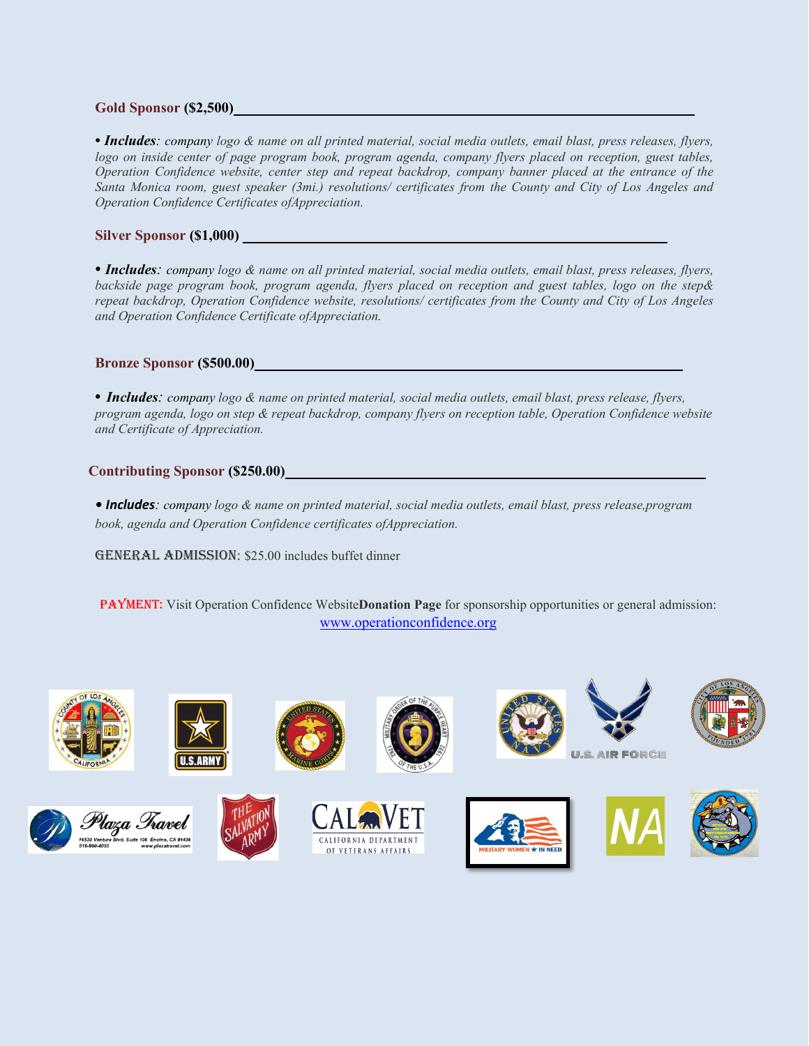**Gold Sponsor ($2,500)**\_\_\_\_\_\_\_\_\_\_\_\_\_\_\_\_\_\_\_\_\_\_\_\_\_\_\_\_\_\_\_\_\_\_\_\_\_\_\_\_\_\_\_\_\_\_\_\_\_\_\_\_\_\_\_\_\_\_\_\_

• ***Includes****: company logo & name on all printed material, social media outlets, email blast, press releases, flyers, logo on inside center of page program book, program agenda, company flyers placed on reception, guest tables, Operation Confidence website, center step and repeat backdrop, company banner placed at the entrance of the Santa Monica room, guest speaker (3mi.) resolutions/ certificates from the County and City of Los Angeles and Operation Confidence Certificates ofAppreciation.*

**Silver Sponsor ($1,000)** \_\_\_\_\_\_\_\_\_\_\_\_\_\_\_\_\_\_\_\_\_\_\_\_\_\_\_\_\_\_\_\_\_\_\_\_\_\_\_\_\_\_\_\_\_\_\_\_\_\_\_\_\_\_\_\_

• ***Includes****: company logo & name on all printed material, social media outlets, email blast, press releases, flyers, backside page program book, program agenda, flyers placed on reception and guest tables, logo on the step& repeat backdrop, Operation Confidence website, resolutions/ certificates from the County and City of Los Angeles and Operation Confidence Certificate ofAppreciation.*

**Bronze Sponsor ($500.00)**\_\_\_\_\_\_\_\_\_\_\_\_\_\_\_\_\_\_\_\_\_\_\_\_\_\_\_\_\_\_\_\_\_\_\_\_\_\_\_\_\_\_\_\_\_\_\_\_\_\_\_\_\_\_\_\_

• ***Includes****: company logo & name on printed material, social media outlets, email blast, press release, flyers, program agenda, logo on step & repeat backdrop, company flyers on reception table, Operation Confidence website and Certificate of Appreciation.*

**Contributing Sponsor ($250.00)**\_\_\_\_\_\_\_\_\_\_\_\_\_\_\_\_\_\_\_\_\_\_\_\_\_\_\_\_\_\_\_\_\_\_\_\_\_\_\_\_\_\_\_\_\_\_\_\_\_\_\_\_\_\_\_\_

• ***Includes****: company logo & name on printed material, social media outlets, email blast, press release,program book, agenda and Operation Confidence certificates ofAppreciation.*

GENERAL ADMISSION: $25.00 includes buffet dinner

PAYMENT: Visit Operation Confidence Website**Donation Page** for sponsorship opportunities or general admission: www.operationconfidence.org